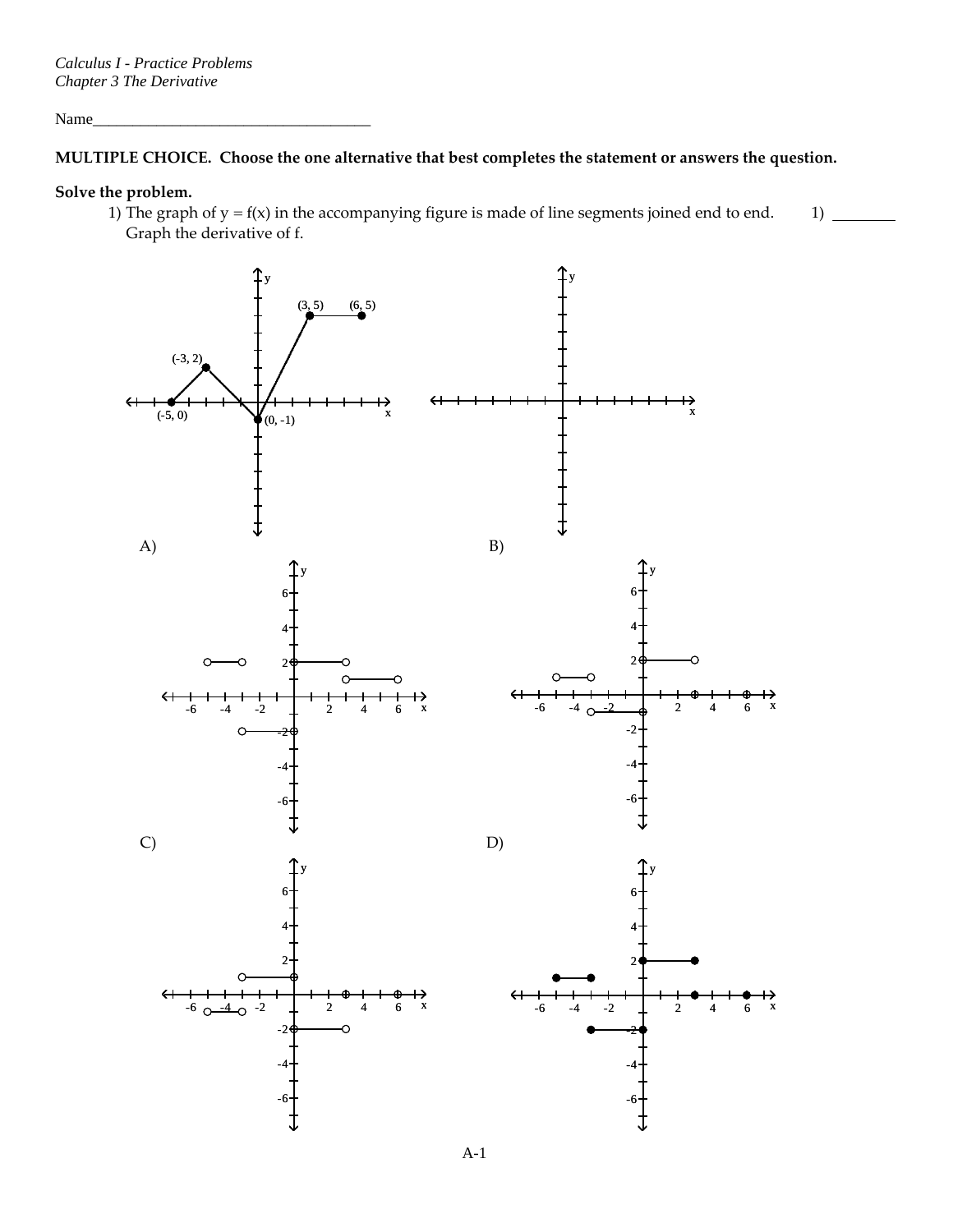*Calculus I - Practice Problems*
*Chapter 3 The Derivative*

Name_____________________________________

**MULTIPLE CHOICE. Choose the one alternative that best completes the statement or answers the question.**

**Solve the problem.**

1) The graph of $y = f(x)$ in the accompanying figure is made of line segments joined end to end. Graph the derivative of f.

1) ________

A)

B)

C)

D)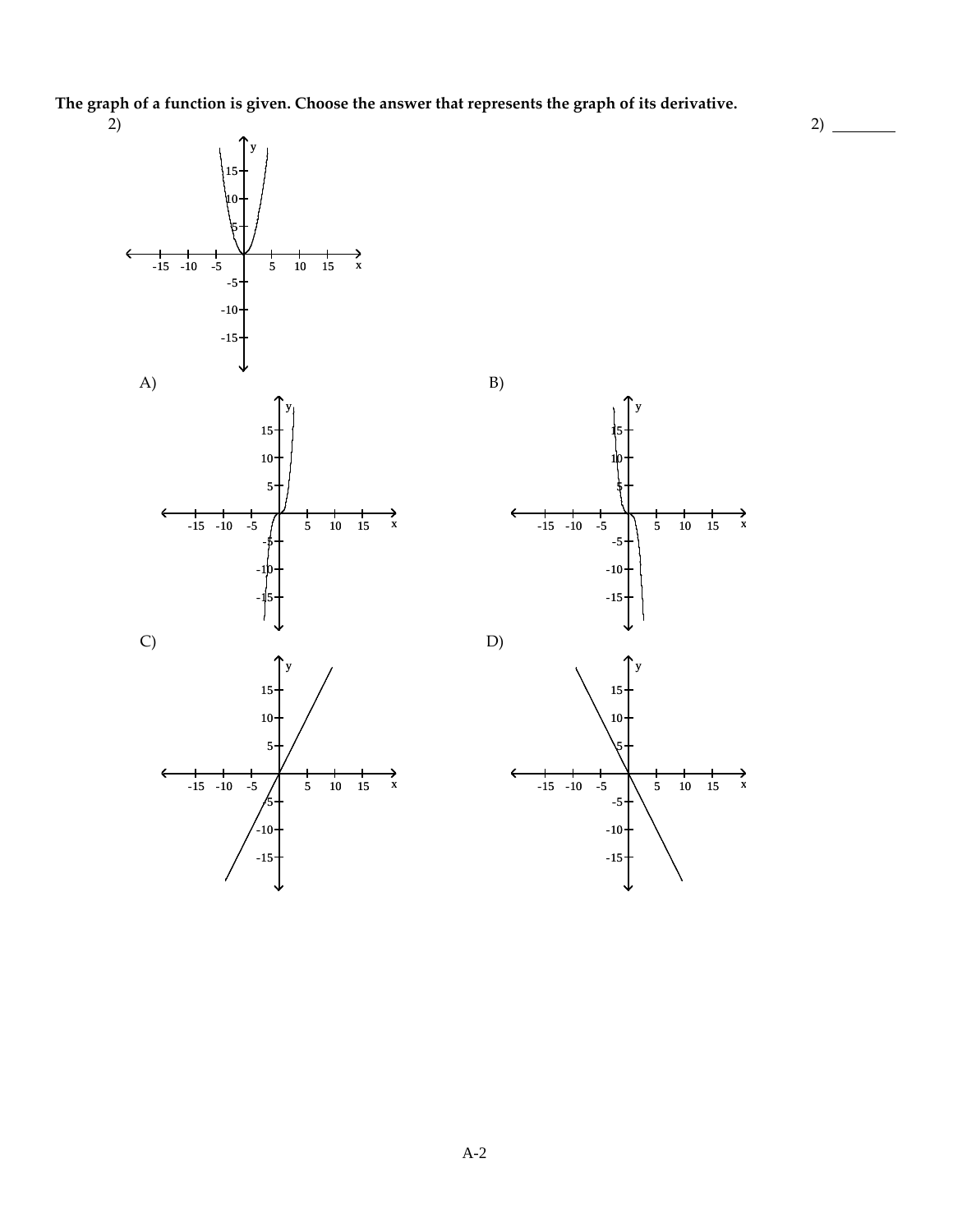**The graph of a function is given. Choose the answer that represents the graph of its derivative.**

2)

A)

B)

C)

D)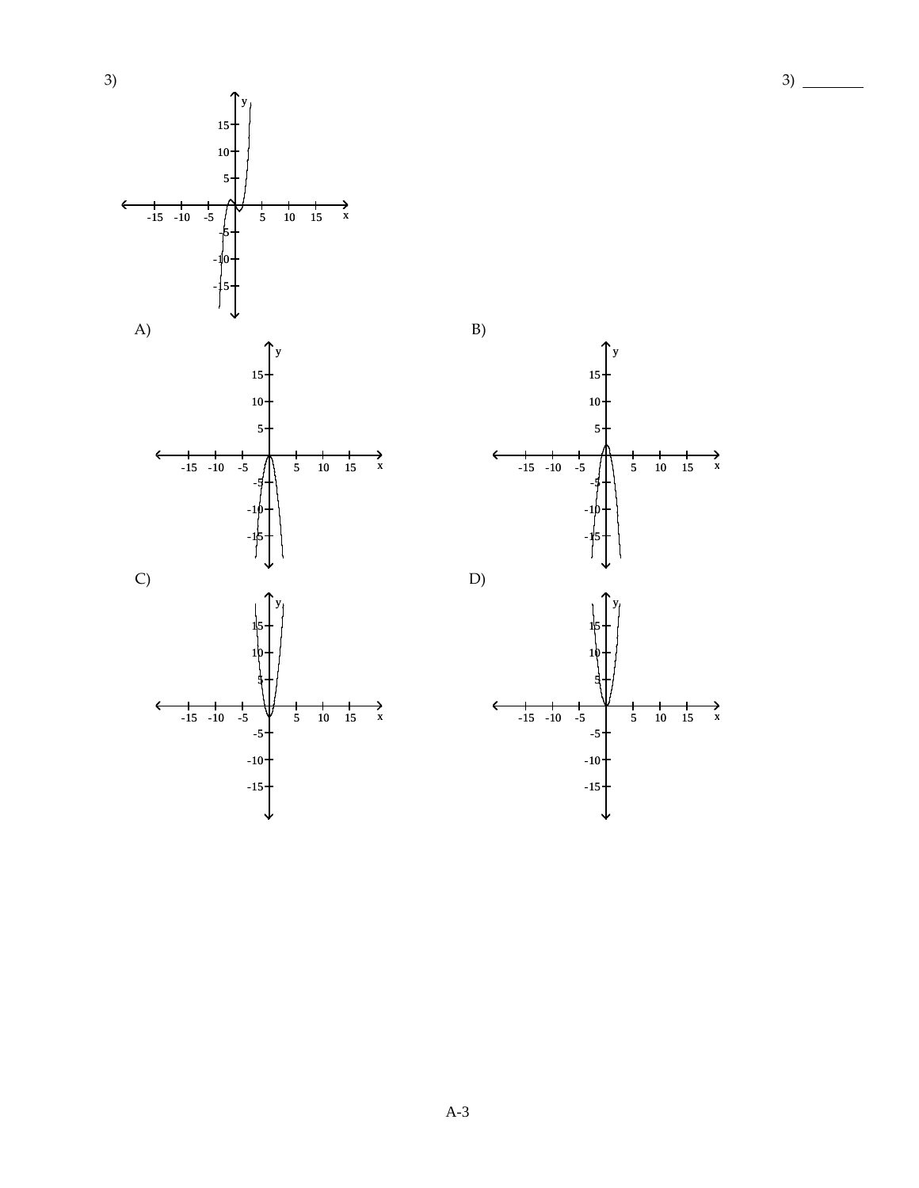3) 

3) ________

A)

B)

C)

D)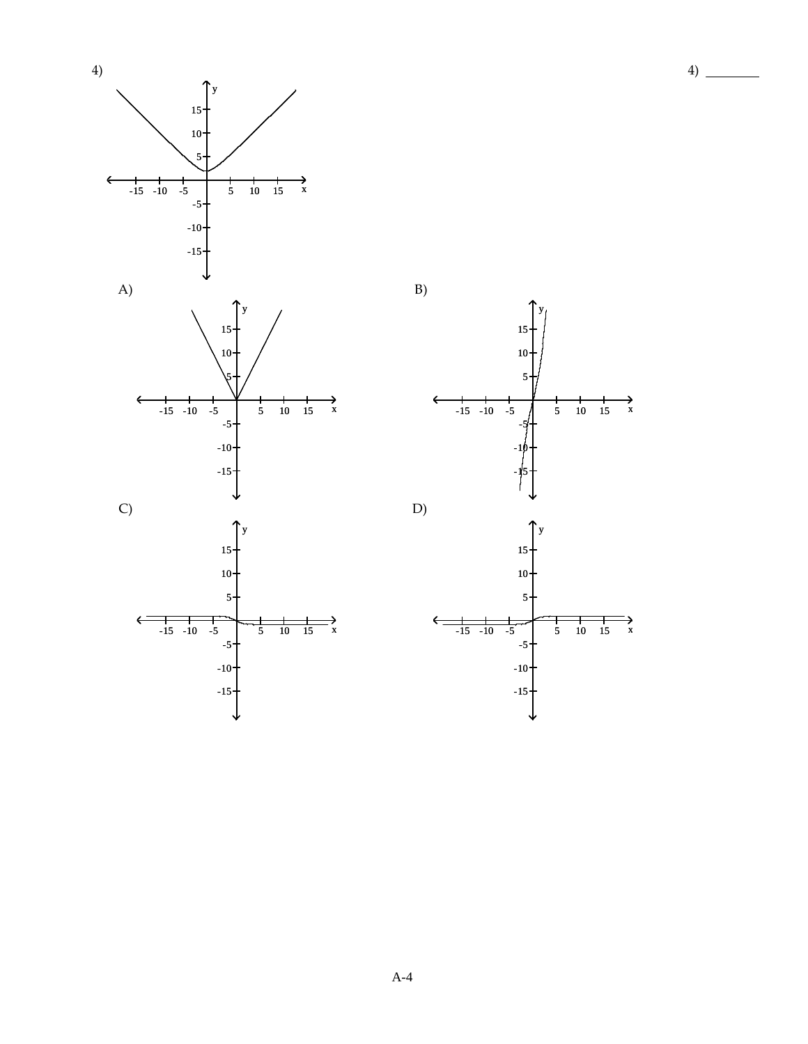4)

4) ________

A)

B)

C)

D)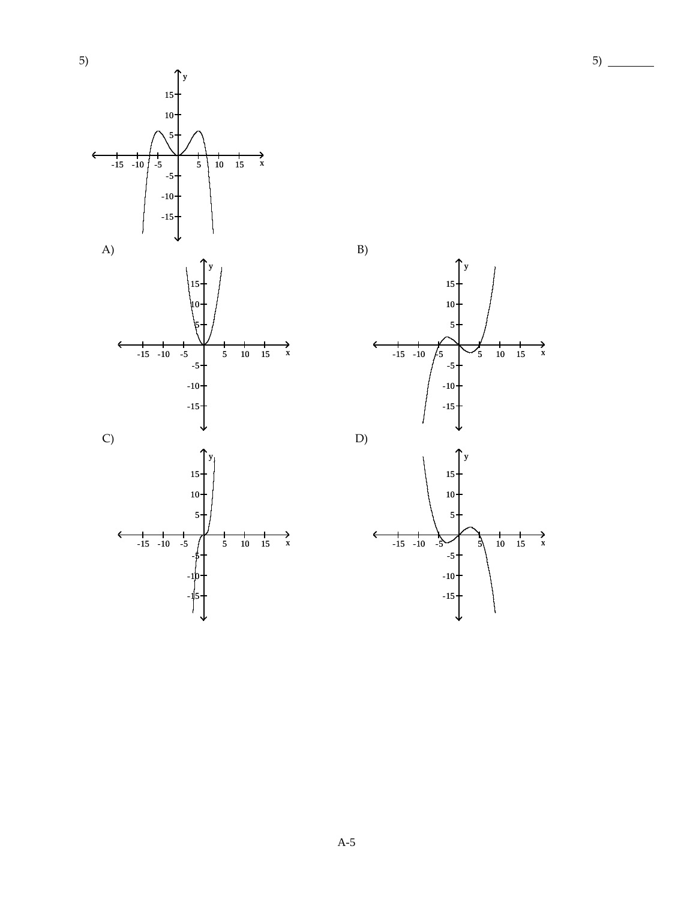5)

5) ________

A)

B)

C)

D)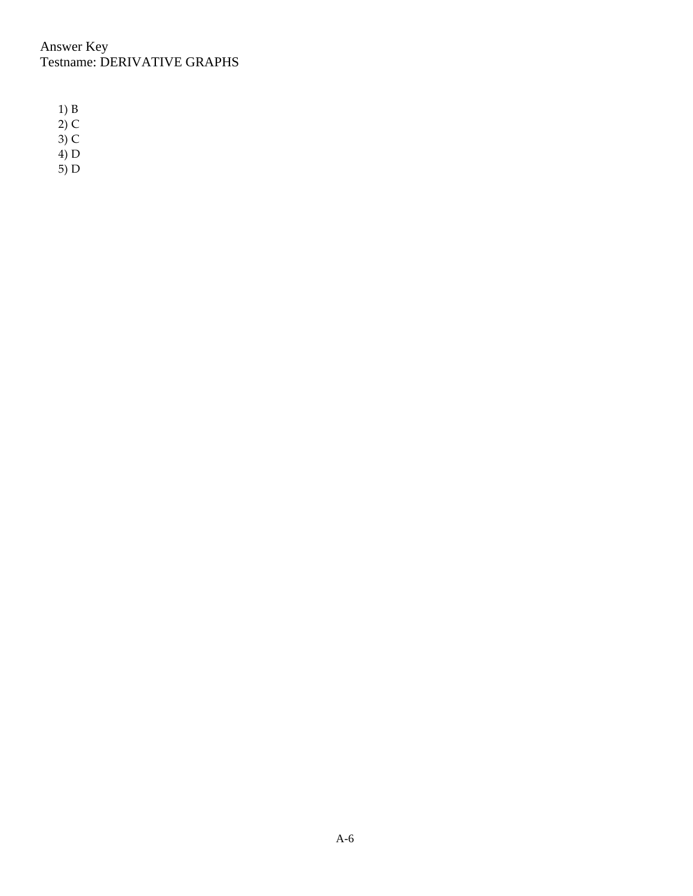Answer Key
Testname: DERIVATIVE GRAPHS

1) B
2) C
3) C
4) D
5) D